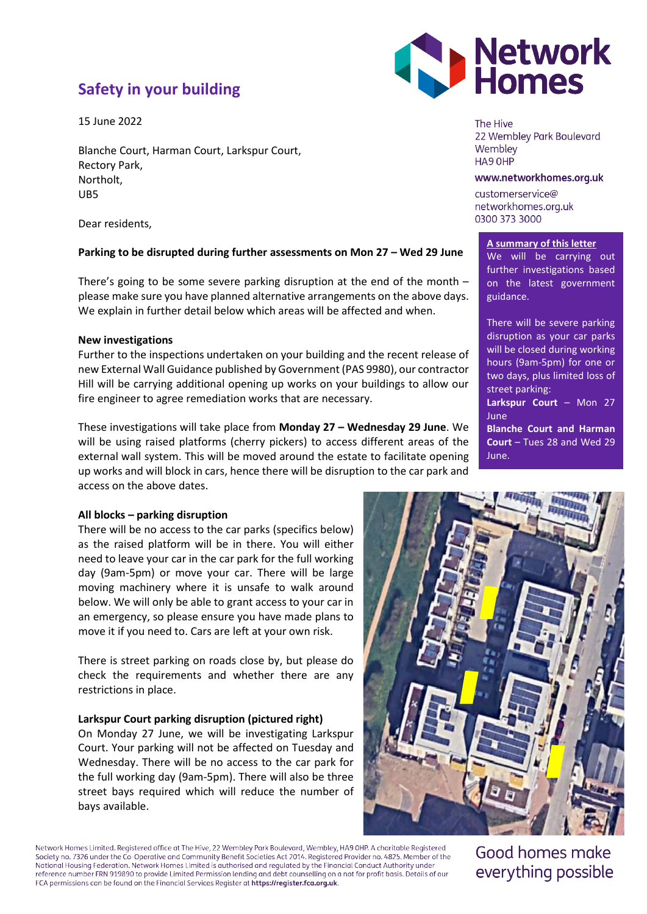# Safety in your building

15 June 2022

Blanche Court, Harman Court, Larkspur Court,
Rectory Park,
Northolt,
UB5

The Hive
22 Wembley Park Boulevard
Wembley
HA9 0HP

www.networkhomes.org.uk

customerservice@
networkhomes.org.uk
0300 373 3000

Dear residents,

**A summary of this letter**

We will be carrying out further investigations based on the latest government guidance.

There will be severe parking disruption as your car parks will be closed during working hours (9am-5pm) for one or two days, plus limited loss of street parking:

**Larkspur Court** – Mon 27 June

**Blanche Court and Harman Court** – Tues 28 and Wed 29 June.

**Parking to be disrupted during further assessments on Mon 27 – Wed 29 June**

There's going to be some severe parking disruption at the end of the month – please make sure you have planned alternative arrangements on the above days. We explain in further detail below which areas will be affected and when.

**New investigations**

Further to the inspections undertaken on your building and the recent release of new External Wall Guidance published by Government (PAS 9980), our contractor Hill will be carrying additional opening up works on your buildings to allow our fire engineer to agree remediation works that are necessary.

These investigations will take place from **Monday 27 – Wednesday 29 June**. We will be using raised platforms (cherry pickers) to access different areas of the external wall system. This will be moved around the estate to facilitate opening up works and will block in cars, hence there will be disruption to the car park and access on the above dates.

**All blocks – parking disruption**

There will be no access to the car parks (specifics below) as the raised platform will be in there. You will either need to leave your car in the car park for the full working day (9am-5pm) or move your car. There will be large moving machinery where it is unsafe to walk around below. We will only be able to grant access to your car in an emergency, so please ensure you have made plans to move it if you need to. Cars are left at your own risk.

There is street parking on roads close by, but please do check the requirements and whether there are any restrictions in place.

**Larkspur Court parking disruption (pictured right)**

On Monday 27 June, we will be investigating Larkspur Court. Your parking will not be affected on Tuesday and Wednesday. There will be no access to the car park for the full working day (9am-5pm). There will also be three street bays required which will reduce the number of bays available.

Network Homes Limited. Registered office at The Hive, 22 Wembley Park Boulevard, Wembley, HA9 0HP. A charitable Registered Society no. 7326 under the Co-Operative and Community Benefit Societies Act 2014. Registered Provider no. 4825. Member of the National Housing Federation. Network Homes Limited is authorised and regulated by the Financial Conduct Authority under reference number FRN 919890 to provide Limited Permission lending and debt counselling on a not for profit basis. Details of our FCA permissions can be found on the Financial Services Register at **https://register.fca.org.uk**.

Good homes make everything possible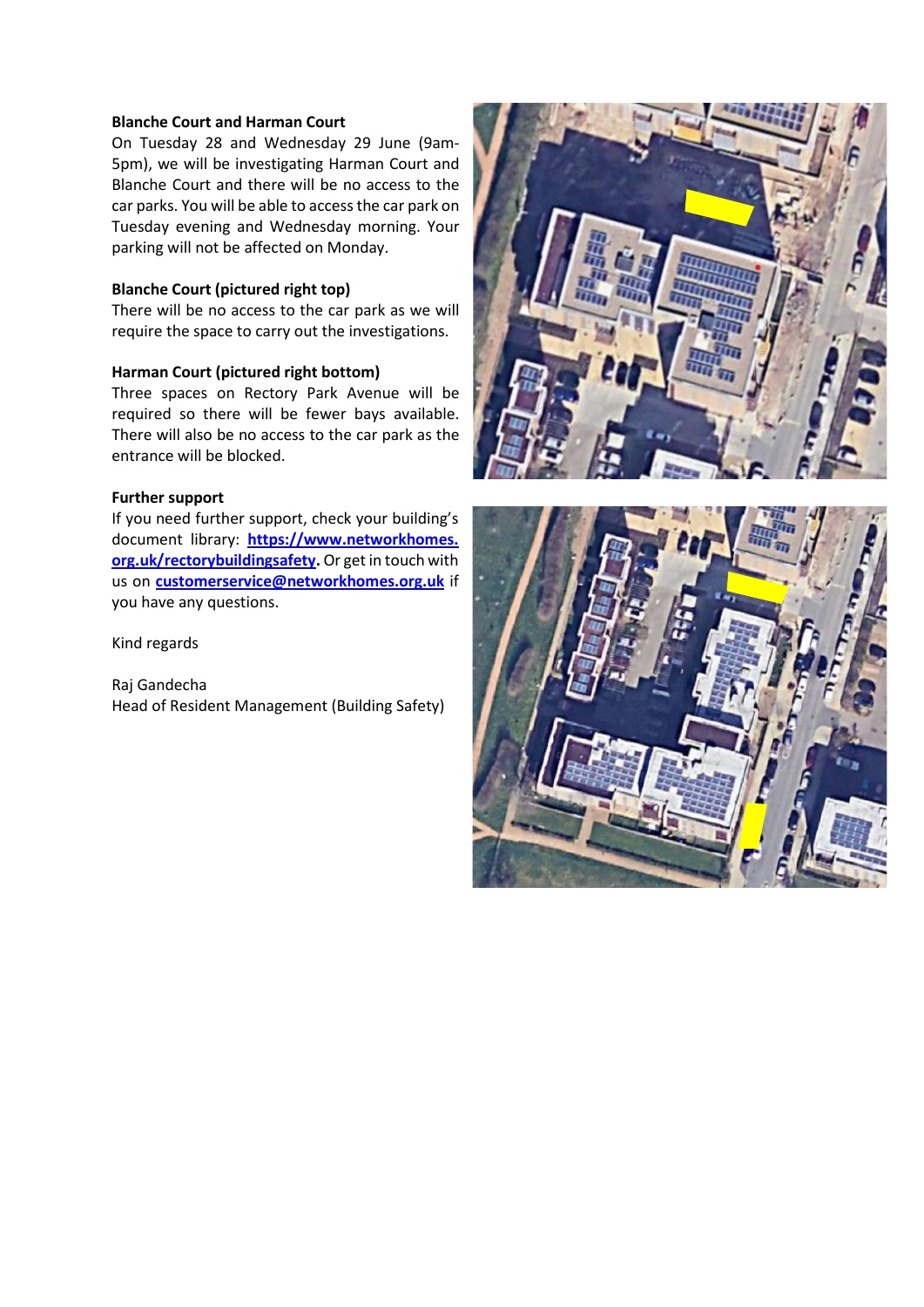**Blanche Court and Harman Court**

On Tuesday 28 and Wednesday 29 June (9am-5pm), we will be investigating Harman Court and Blanche Court and there will be no access to the car parks. You will be able to access the car park on Tuesday evening and Wednesday morning. Your parking will not be affected on Monday.

**Blanche Court (pictured right top)**

There will be no access to the car park as we will require the space to carry out the investigations.

**Harman Court (pictured right bottom)**

Three spaces on Rectory Park Avenue will be required so there will be fewer bays available. There will also be no access to the car park as the entrance will be blocked.

**Further support**

If you need further support, check your building's document library: **https://www.networkhomes.org.uk/rectorybuildingsafety**. Or get in touch with us on **customerservice@networkhomes.org.uk** if you have any questions.

Kind regards

Raj Gandecha
Head of Resident Management (Building Safety)